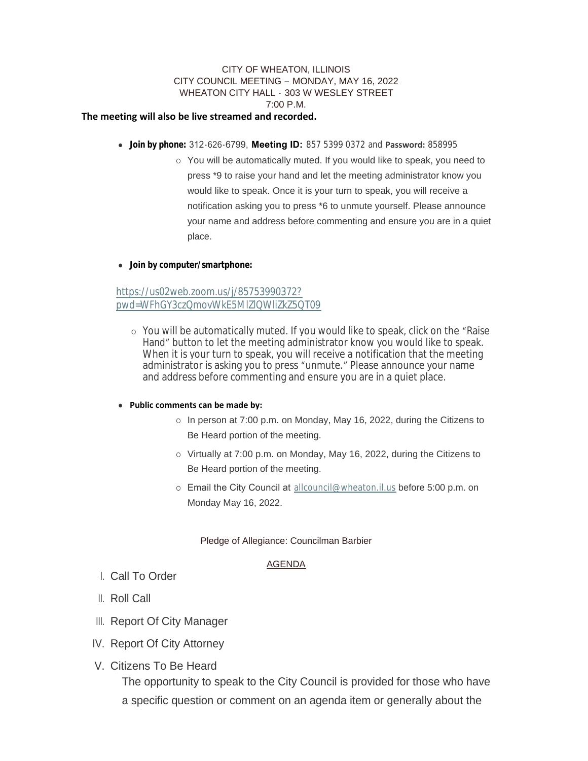CITY OF WHEATON, ILLINOIS
CITY COUNCIL MEETING – MONDAY, MAY 16, 2022
WHEATON CITY HALL - 303 W WESLEY STREET
7:00 P.M.

**The meeting will also be live streamed and recorded.**

- **Join by phone:** 312-626-6799, **Meeting ID:** 857 5399 0372 and **Password:** 858995
  - You will be automatically muted. If you would like to speak, you need to press *9 to raise your hand and let the meeting administrator know you would like to speak. Once it is your turn to speak, you will receive a notification asking you to press *6 to unmute yourself. Please announce your name and address before commenting and ensure you are in a quiet place.

- **Join by computer/smartphone:**

https://us02web.zoom.us/j/85753990372?pwd=WFhGY3czQmovWkE5MlZlQWliZkZ5QT09

  - You will be automatically muted. If you would like to speak, click on the "Raise Hand" button to let the meeting administrator know you would like to speak. When it is your turn to speak, you will receive a notification that the meeting administrator is asking you to press "unmute." Please announce your name and address before commenting and ensure you are in a quiet place.

- **Public comments can be made by:**
  - In person at 7:00 p.m. on Monday, May 16, 2022, during the Citizens to Be Heard portion of the meeting.
  - Virtually at 7:00 p.m. on Monday, May 16, 2022, during the Citizens to Be Heard portion of the meeting.
  - Email the City Council at allcouncil@wheaton.il.us before 5:00 p.m. on Monday May 16, 2022.

Pledge of Allegiance: Councilman Barbier

AGENDA

I. Call To Order

II. Roll Call

III. Report Of City Manager

IV. Report Of City Attorney

V. Citizens To Be Heard

The opportunity to speak to the City Council is provided for those who have a specific question or comment on an agenda item or generally about the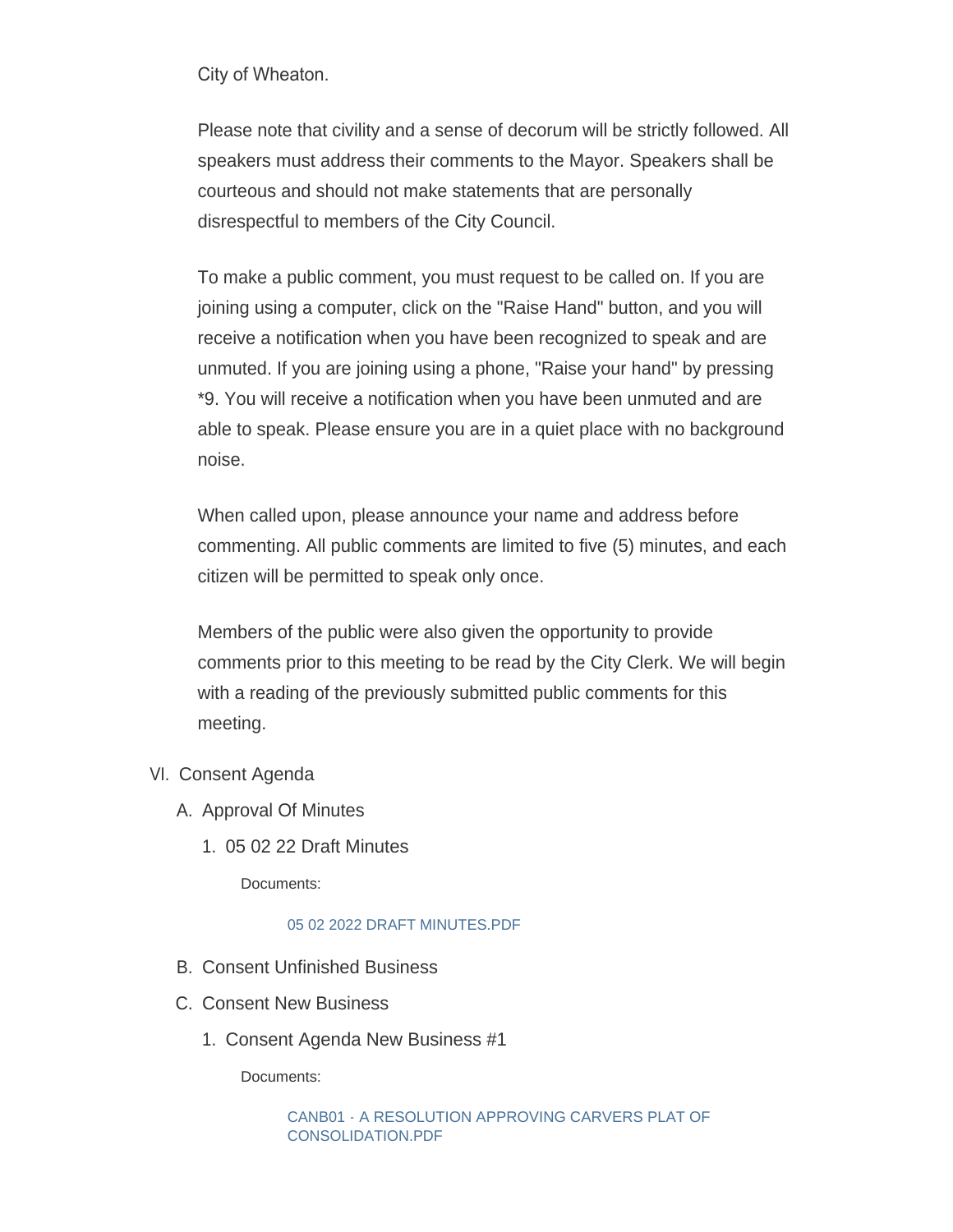City of Wheaton.

Please note that civility and a sense of decorum will be strictly followed. All speakers must address their comments to the Mayor. Speakers shall be courteous and should not make statements that are personally disrespectful to members of the City Council.

To make a public comment, you must request to be called on. If you are joining using a computer, click on the "Raise Hand" button, and you will receive a notification when you have been recognized to speak and are unmuted. If you are joining using a phone, "Raise your hand" by pressing *9. You will receive a notification when you have been unmuted and are able to speak. Please ensure you are in a quiet place with no background noise.

When called upon, please announce your name and address before commenting. All public comments are limited to five (5) minutes, and each citizen will be permitted to speak only once.

Members of the public were also given the opportunity to provide comments prior to this meeting to be read by the City Clerk. We will begin with a reading of the previously submitted public comments for this meeting.

VI. Consent Agenda

A. Approval Of Minutes

1. 05 02 22 Draft Minutes

Documents:

05 02 2022 DRAFT MINUTES.PDF

B. Consent Unfinished Business

C. Consent New Business

1. Consent Agenda New Business #1

Documents:

CANB01 - A RESOLUTION APPROVING CARVERS PLAT OF CONSOLIDATION.PDF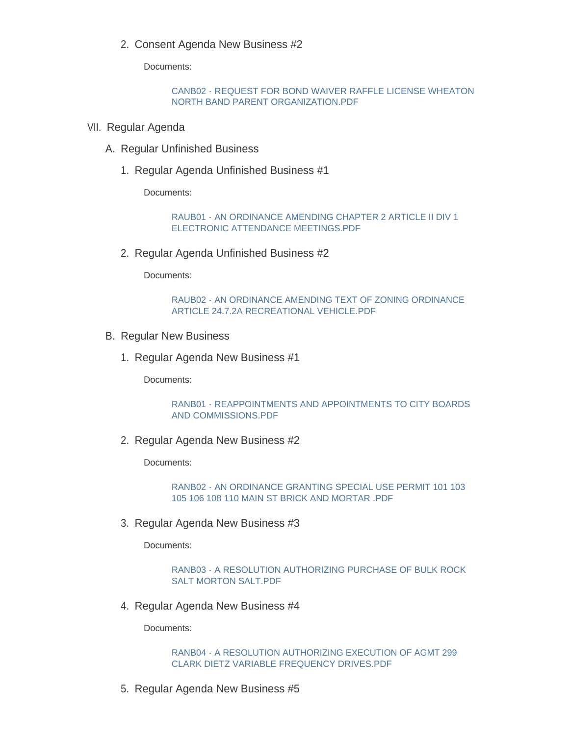2. Consent Agenda New Business #2

   Documents:

   CANB02 - REQUEST FOR BOND WAIVER RAFFLE LICENSE WHEATON NORTH BAND PARENT ORGANIZATION.PDF

VII. Regular Agenda

A. Regular Unfinished Business

1. Regular Agenda Unfinished Business #1

   Documents:

   RAUB01 - AN ORDINANCE AMENDING CHAPTER 2 ARTICLE II DIV 1 ELECTRONIC ATTENDANCE MEETINGS.PDF

2. Regular Agenda Unfinished Business #2

   Documents:

   RAUB02 - AN ORDINANCE AMENDING TEXT OF ZONING ORDINANCE ARTICLE 24.7.2A RECREATIONAL VEHICLE.PDF

B. Regular New Business

1. Regular Agenda New Business #1

   Documents:

   RANB01 - REAPPOINTMENTS AND APPOINTMENTS TO CITY BOARDS AND COMMISSIONS.PDF

2. Regular Agenda New Business #2

   Documents:

   RANB02 - AN ORDINANCE GRANTING SPECIAL USE PERMIT 101 103 105 106 108 110 MAIN ST BRICK AND MORTAR .PDF

3. Regular Agenda New Business #3

   Documents:

   RANB03 - A RESOLUTION AUTHORIZING PURCHASE OF BULK ROCK SALT MORTON SALT.PDF

4. Regular Agenda New Business #4

   Documents:

   RANB04 - A RESOLUTION AUTHORIZING EXECUTION OF AGMT 299 CLARK DIETZ VARIABLE FREQUENCY DRIVES.PDF

5. Regular Agenda New Business #5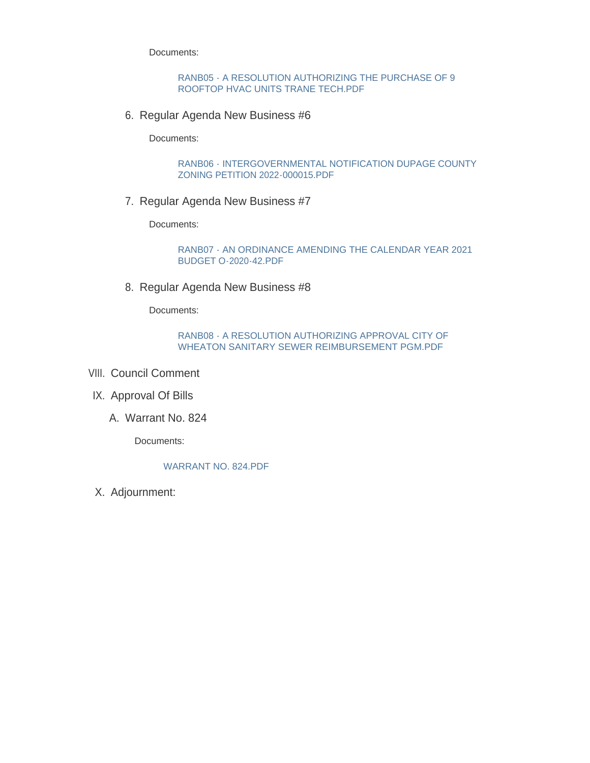Documents:

RANB05 - A RESOLUTION AUTHORIZING THE PURCHASE OF 9 ROOFTOP HVAC UNITS TRANE TECH.PDF

6. Regular Agenda New Business #6

   Documents:

   RANB06 - INTERGOVERNMENTAL NOTIFICATION DUPAGE COUNTY ZONING PETITION 2022-000015.PDF

7. Regular Agenda New Business #7

   Documents:

   RANB07 - AN ORDINANCE AMENDING THE CALENDAR YEAR 2021 BUDGET O-2020-42.PDF

8. Regular Agenda New Business #8

   Documents:

   RANB08 - A RESOLUTION AUTHORIZING APPROVAL CITY OF WHEATON SANITARY SEWER REIMBURSEMENT PGM.PDF

VIII. Council Comment

IX. Approval Of Bills

A. Warrant No. 824

   Documents:

   WARRANT NO. 824.PDF

X. Adjournment: